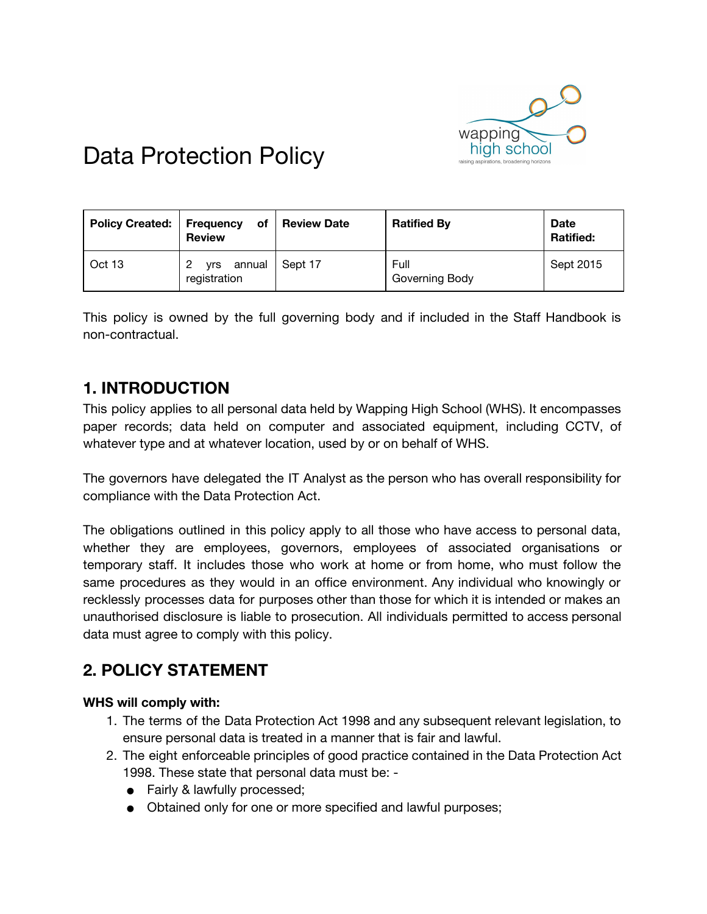# Data Protection Policy

| Policy Created: | Frequency of Review | Review Date | Ratified By | Date Ratified: |
|---|---|---|---|---|
| Oct 13 | 2 yrs annual registration | Sept 17 | Full Governing Body | Sept 2015 |

This policy is owned by the full governing body and if included in the Staff Handbook is non-contractual.

## 1. INTRODUCTION

This policy applies to all personal data held by Wapping High School (WHS). It encompasses paper records; data held on computer and associated equipment, including CCTV, of whatever type and at whatever location, used by or on behalf of WHS.

The governors have delegated the IT Analyst as the person who has overall responsibility for compliance with the Data Protection Act.

The obligations outlined in this policy apply to all those who have access to personal data, whether they are employees, governors, employees of associated organisations or temporary staff. It includes those who work at home or from home, who must follow the same procedures as they would in an office environment. Any individual who knowingly or recklessly processes data for purposes other than those for which it is intended or makes an unauthorised disclosure is liable to prosecution. All individuals permitted to access personal data must agree to comply with this policy.

## 2. POLICY STATEMENT

**WHS will comply with:**

1. The terms of the Data Protection Act 1998 and any subsequent relevant legislation, to ensure personal data is treated in a manner that is fair and lawful.
2. The eight enforceable principles of good practice contained in the Data Protection Act 1998. These state that personal data must be: -
   - Fairly & lawfully processed;
   - Obtained only for one or more specified and lawful purposes;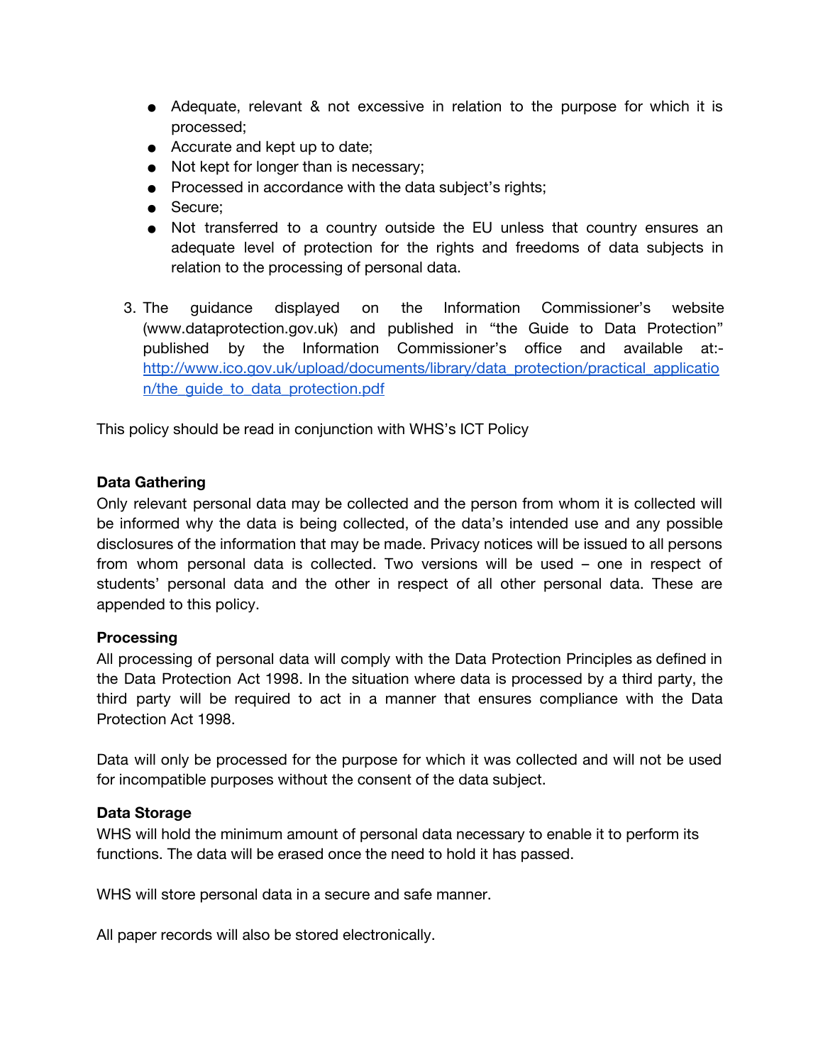- Adequate, relevant & not excessive in relation to the purpose for which it is processed;
- Accurate and kept up to date;
- Not kept for longer than is necessary;
- Processed in accordance with the data subject's rights;
- Secure;
- Not transferred to a country outside the EU unless that country ensures an adequate level of protection for the rights and freedoms of data subjects in relation to the processing of personal data.

3. The guidance displayed on the Information Commissioner's website (www.dataprotection.gov.uk) and published in "the Guide to Data Protection" published by the Information Commissioner's office and available at:- [http://www.ico.gov.uk/upload/documents/library/data_protection/practical_application/the_guide_to_data_protection.pdf](http://www.ico.gov.uk/upload/documents/library/data_protection/practical_application/the_guide_to_data_protection.pdf)

This policy should be read in conjunction with WHS's ICT Policy

**Data Gathering**

Only relevant personal data may be collected and the person from whom it is collected will be informed why the data is being collected, of the data's intended use and any possible disclosures of the information that may be made. Privacy notices will be issued to all persons from whom personal data is collected. Two versions will be used – one in respect of students' personal data and the other in respect of all other personal data. These are appended to this policy.

**Processing**

All processing of personal data will comply with the Data Protection Principles as defined in the Data Protection Act 1998. In the situation where data is processed by a third party, the third party will be required to act in a manner that ensures compliance with the Data Protection Act 1998.

Data will only be processed for the purpose for which it was collected and will not be used for incompatible purposes without the consent of the data subject.

**Data Storage**

WHS will hold the minimum amount of personal data necessary to enable it to perform its functions. The data will be erased once the need to hold it has passed.

WHS will store personal data in a secure and safe manner.

All paper records will also be stored electronically.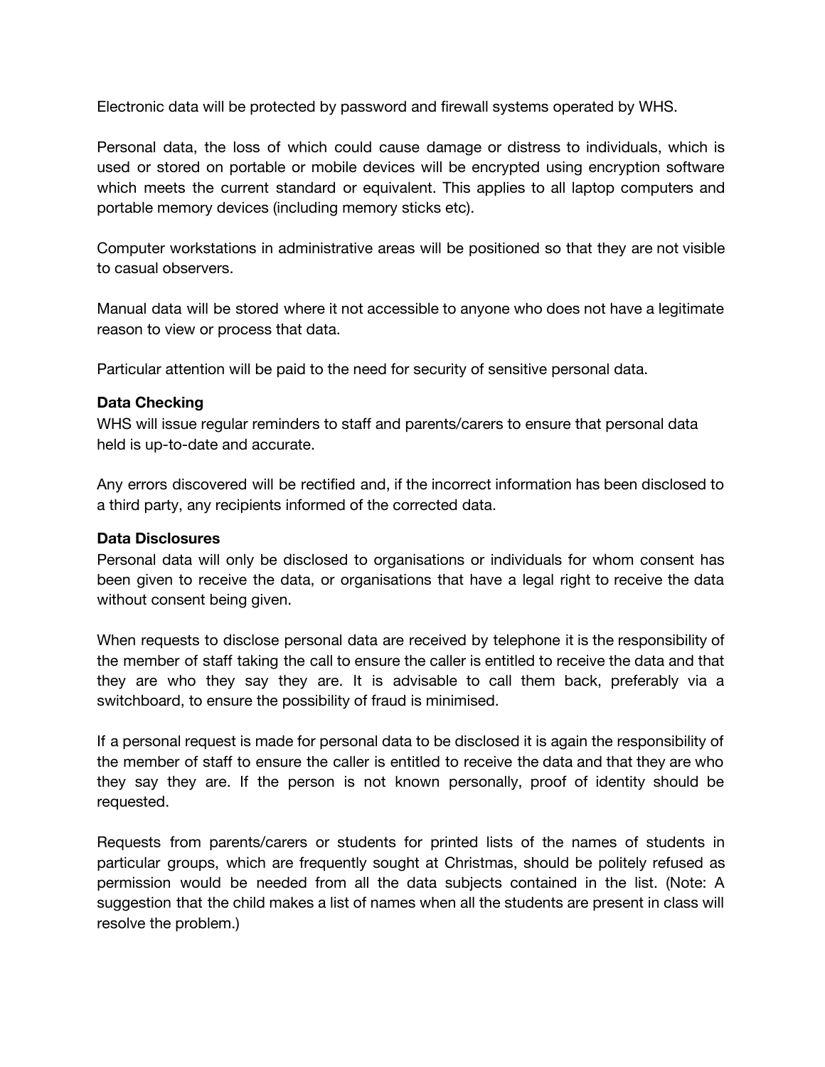Electronic data will be protected by password and firewall systems operated by WHS.

Personal data, the loss of which could cause damage or distress to individuals, which is used or stored on portable or mobile devices will be encrypted using encryption software which meets the current standard or equivalent. This applies to all laptop computers and portable memory devices (including memory sticks etc).

Computer workstations in administrative areas will be positioned so that they are not visible to casual observers.

Manual data will be stored where it not accessible to anyone who does not have a legitimate reason to view or process that data.

Particular attention will be paid to the need for security of sensitive personal data.

**Data Checking**

WHS will issue regular reminders to staff and parents/carers to ensure that personal data held is up-to-date and accurate.

Any errors discovered will be rectified and, if the incorrect information has been disclosed to a third party, any recipients informed of the corrected data.

**Data Disclosures**

Personal data will only be disclosed to organisations or individuals for whom consent has been given to receive the data, or organisations that have a legal right to receive the data without consent being given.

When requests to disclose personal data are received by telephone it is the responsibility of the member of staff taking the call to ensure the caller is entitled to receive the data and that they are who they say they are. It is advisable to call them back, preferably via a switchboard, to ensure the possibility of fraud is minimised.

If a personal request is made for personal data to be disclosed it is again the responsibility of the member of staff to ensure the caller is entitled to receive the data and that they are who they say they are. If the person is not known personally, proof of identity should be requested.

Requests from parents/carers or students for printed lists of the names of students in particular groups, which are frequently sought at Christmas, should be politely refused as permission would be needed from all the data subjects contained in the list. (Note: A suggestion that the child makes a list of names when all the students are present in class will resolve the problem.)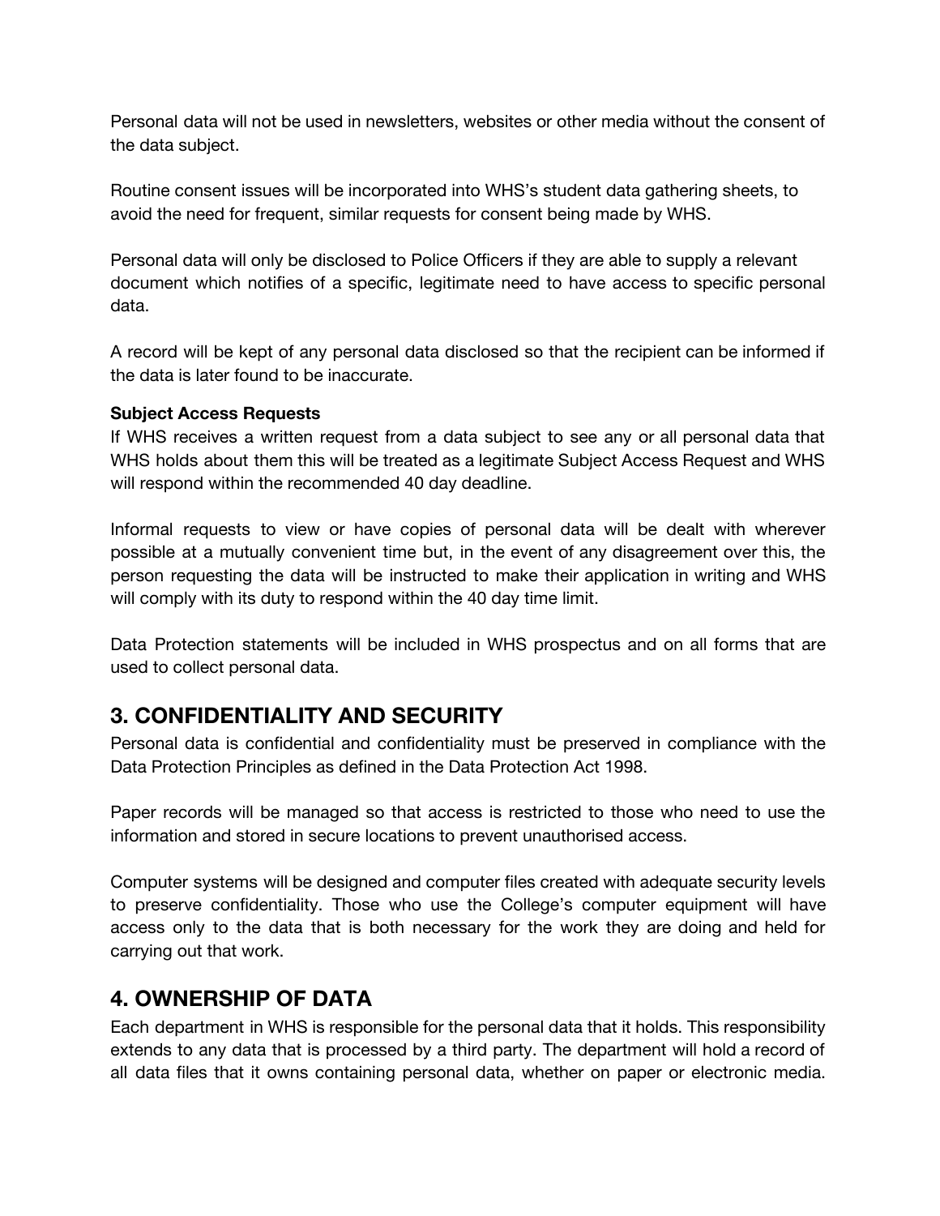Personal data will not be used in newsletters, websites or other media without the consent of the data subject.

Routine consent issues will be incorporated into WHS's student data gathering sheets, to avoid the need for frequent, similar requests for consent being made by WHS.

Personal data will only be disclosed to Police Officers if they are able to supply a relevant document which notifies of a specific, legitimate need to have access to specific personal data.

A record will be kept of any personal data disclosed so that the recipient can be informed if the data is later found to be inaccurate.

**Subject Access Requests**
If WHS receives a written request from a data subject to see any or all personal data that WHS holds about them this will be treated as a legitimate Subject Access Request and WHS will respond within the recommended 40 day deadline.

Informal requests to view or have copies of personal data will be dealt with wherever possible at a mutually convenient time but, in the event of any disagreement over this, the person requesting the data will be instructed to make their application in writing and WHS will comply with its duty to respond within the 40 day time limit.

Data Protection statements will be included in WHS prospectus and on all forms that are used to collect personal data.

## 3. CONFIDENTIALITY AND SECURITY

Personal data is confidential and confidentiality must be preserved in compliance with the Data Protection Principles as defined in the Data Protection Act 1998.

Paper records will be managed so that access is restricted to those who need to use the information and stored in secure locations to prevent unauthorised access.

Computer systems will be designed and computer files created with adequate security levels to preserve confidentiality. Those who use the College's computer equipment will have access only to the data that is both necessary for the work they are doing and held for carrying out that work.

## 4. OWNERSHIP OF DATA

Each department in WHS is responsible for the personal data that it holds. This responsibility extends to any data that is processed by a third party. The department will hold a record of all data files that it owns containing personal data, whether on paper or electronic media.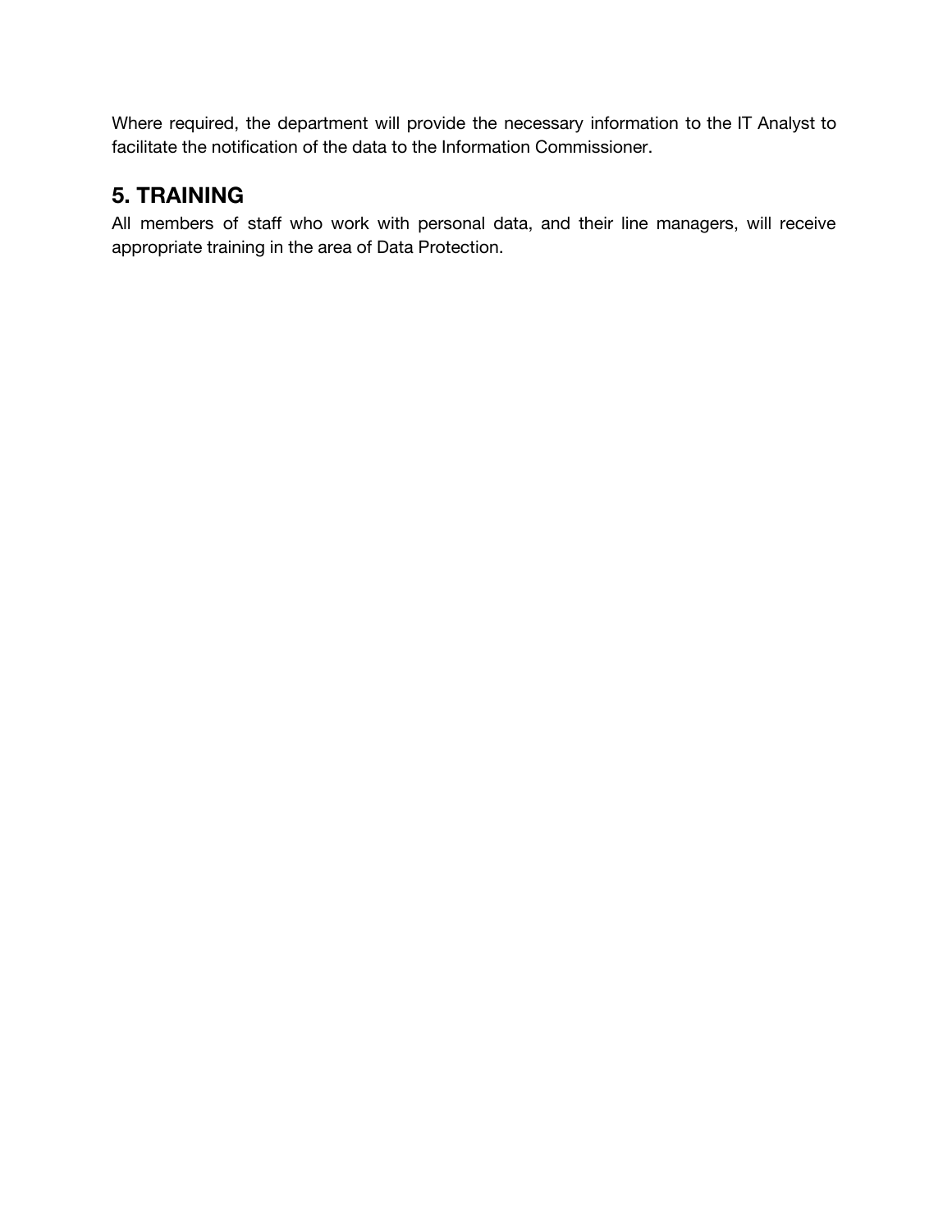Where required, the department will provide the necessary information to the IT Analyst to facilitate the notification of the data to the Information Commissioner.

## 5. TRAINING

All members of staff who work with personal data, and their line managers, will receive appropriate training in the area of Data Protection.